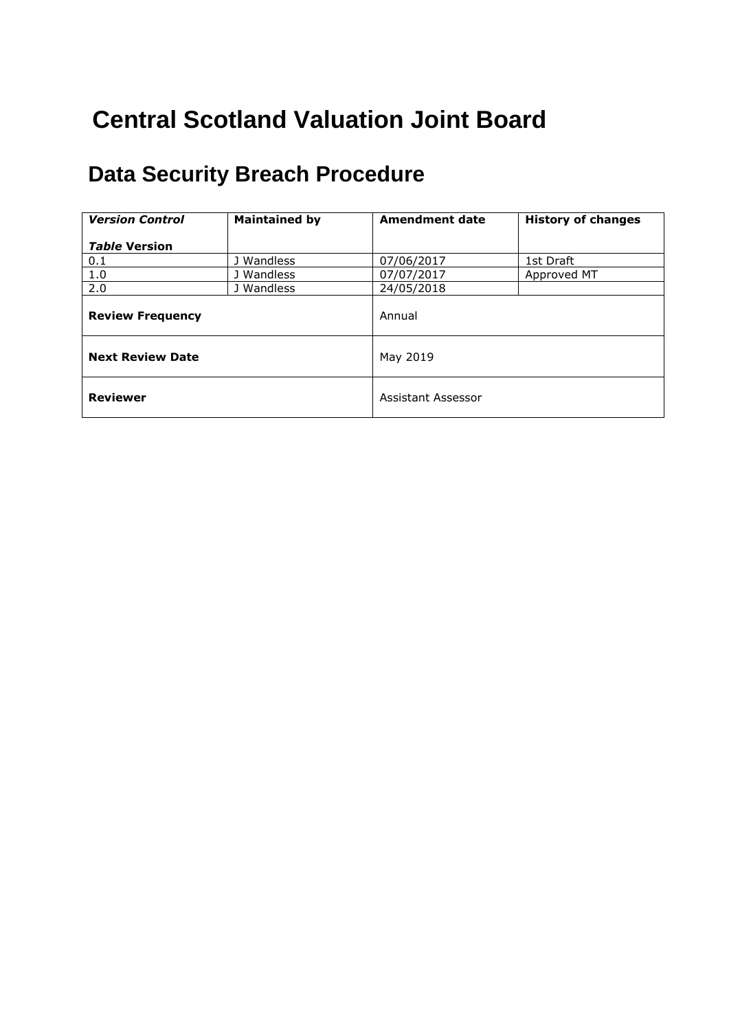# Central Scotland Valuation Joint Board

## Data Security Breach Procedure

| ***Version Control*** <br><br> ***Table* Version** | **Maintained by** | **Amendment date** | **History of changes** |
|---|---|---|---|
| 0.1 | J Wandless | 07/06/2017 | 1st Draft |
| 1.0 | J Wandless | 07/07/2017 | Approved MT |
| 2.0 | J Wandless | 24/05/2018 | |
| **Review Frequency** | | Annual | |
| **Next Review Date** | | May 2019 | |
| **Reviewer** | | Assistant Assessor | |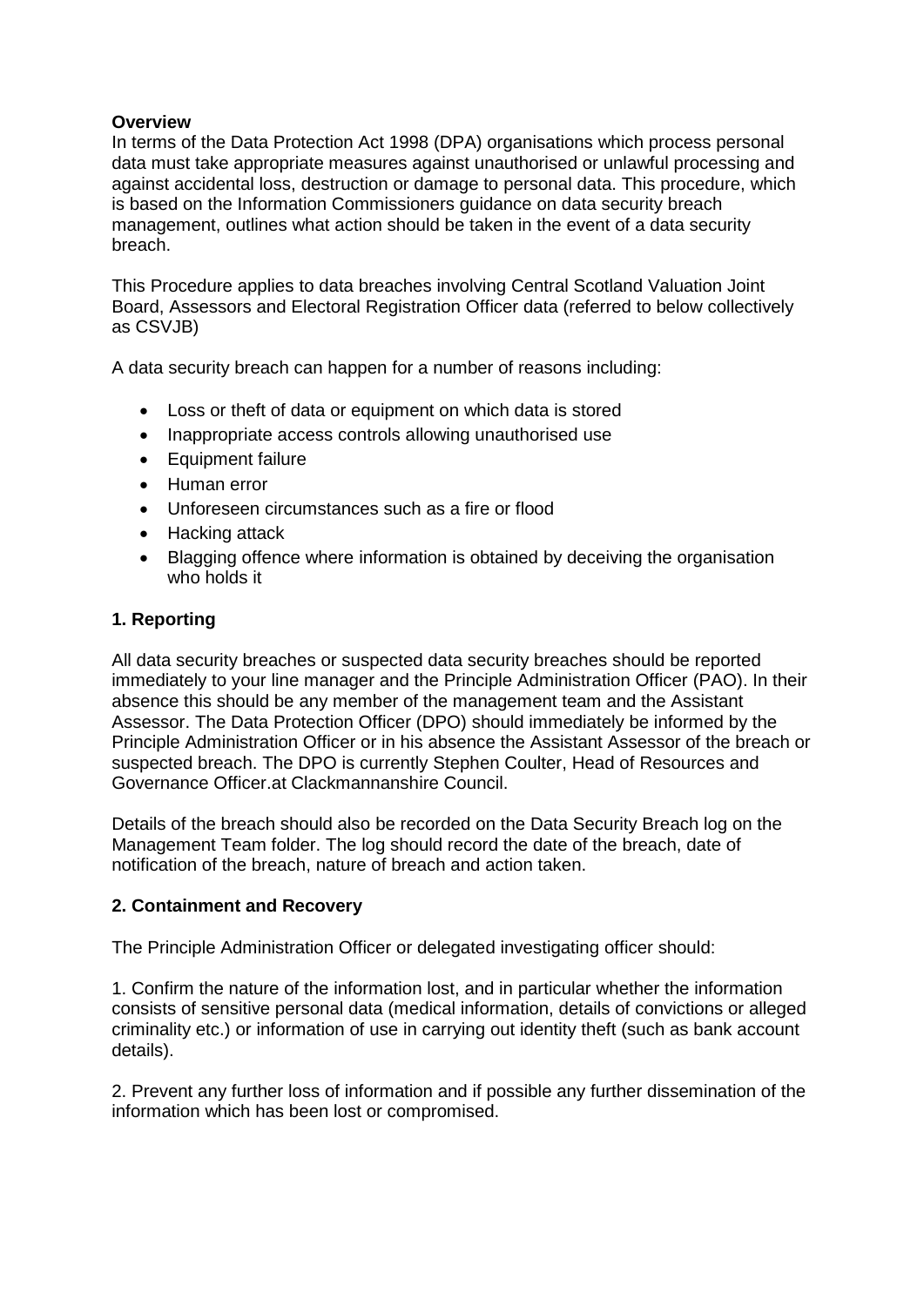**Overview**

In terms of the Data Protection Act 1998 (DPA) organisations which process personal data must take appropriate measures against unauthorised or unlawful processing and against accidental loss, destruction or damage to personal data. This procedure, which is based on the Information Commissioners guidance on data security breach management, outlines what action should be taken in the event of a data security breach.

This Procedure applies to data breaches involving Central Scotland Valuation Joint Board, Assessors and Electoral Registration Officer data (referred to below collectively as CSVJB)

A data security breach can happen for a number of reasons including:

- Loss or theft of data or equipment on which data is stored
- Inappropriate access controls allowing unauthorised use
- Equipment failure
- Human error
- Unforeseen circumstances such as a fire or flood
- Hacking attack
- Blagging offence where information is obtained by deceiving the organisation who holds it

**1. Reporting**

All data security breaches or suspected data security breaches should be reported immediately to your line manager and the Principle Administration Officer (PAO). In their absence this should be any member of the management team and the Assistant Assessor. The Data Protection Officer (DPO) should immediately be informed by the Principle Administration Officer or in his absence the Assistant Assessor of the breach or suspected breach. The DPO is currently Stephen Coulter, Head of Resources and Governance Officer.at Clackmannanshire Council.

Details of the breach should also be recorded on the Data Security Breach log on the Management Team folder. The log should record the date of the breach, date of notification of the breach, nature of breach and action taken.

**2. Containment and Recovery**

The Principle Administration Officer or delegated investigating officer should:

1. Confirm the nature of the information lost, and in particular whether the information consists of sensitive personal data (medical information, details of convictions or alleged criminality etc.) or information of use in carrying out identity theft (such as bank account details).

2. Prevent any further loss of information and if possible any further dissemination of the information which has been lost or compromised.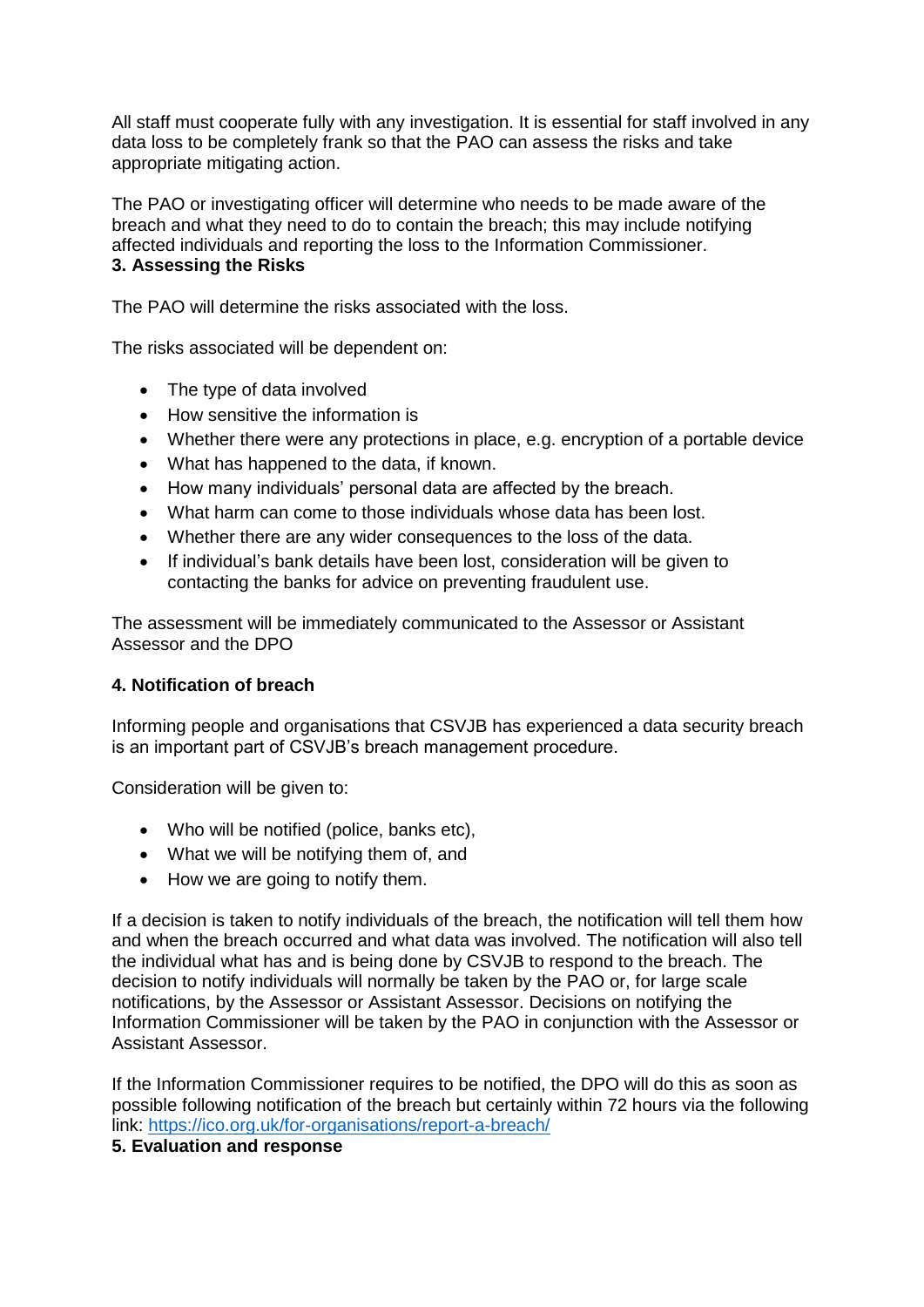All staff must cooperate fully with any investigation. It is essential for staff involved in any data loss to be completely frank so that the PAO can assess the risks and take appropriate mitigating action.

The PAO or investigating officer will determine who needs to be made aware of the breach and what they need to do to contain the breach; this may include notifying affected individuals and reporting the loss to the Information Commissioner.

**3. Assessing the Risks**

The PAO will determine the risks associated with the loss.

The risks associated will be dependent on:

- The type of data involved
- How sensitive the information is
- Whether there were any protections in place, e.g. encryption of a portable device
- What has happened to the data, if known.
- How many individuals' personal data are affected by the breach.
- What harm can come to those individuals whose data has been lost.
- Whether there are any wider consequences to the loss of the data.
- If individual's bank details have been lost, consideration will be given to contacting the banks for advice on preventing fraudulent use.

The assessment will be immediately communicated to the Assessor or Assistant Assessor and the DPO

**4. Notification of breach**

Informing people and organisations that CSVJB has experienced a data security breach is an important part of CSVJB's breach management procedure.

Consideration will be given to:

- Who will be notified (police, banks etc),
- What we will be notifying them of, and
- How we are going to notify them.

If a decision is taken to notify individuals of the breach, the notification will tell them how and when the breach occurred and what data was involved. The notification will also tell the individual what has and is being done by CSVJB to respond to the breach. The decision to notify individuals will normally be taken by the PAO or, for large scale notifications, by the Assessor or Assistant Assessor. Decisions on notifying the Information Commissioner will be taken by the PAO in conjunction with the Assessor or Assistant Assessor.

If the Information Commissioner requires to be notified, the DPO will do this as soon as possible following notification of the breach but certainly within 72 hours via the following link: https://ico.org.uk/for-organisations/report-a-breach/

**5. Evaluation and response**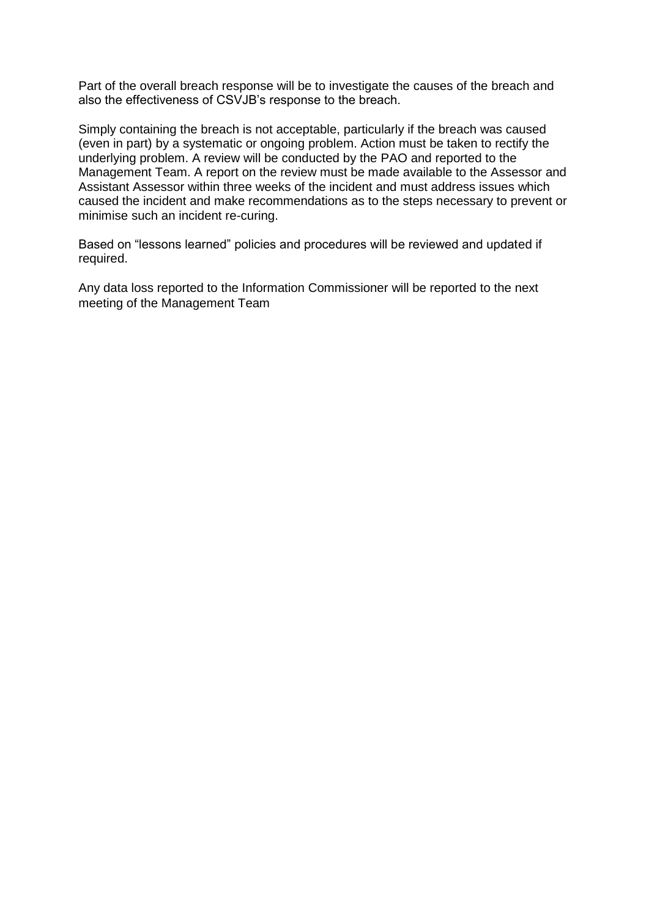Part of the overall breach response will be to investigate the causes of the breach and also the effectiveness of CSVJB's response to the breach.

Simply containing the breach is not acceptable, particularly if the breach was caused (even in part) by a systematic or ongoing problem. Action must be taken to rectify the underlying problem. A review will be conducted by the PAO and reported to the Management Team. A report on the review must be made available to the Assessor and Assistant Assessor within three weeks of the incident and must address issues which caused the incident and make recommendations as to the steps necessary to prevent or minimise such an incident re-curing.

Based on "lessons learned" policies and procedures will be reviewed and updated if required.

Any data loss reported to the Information Commissioner will be reported to the next meeting of the Management Team